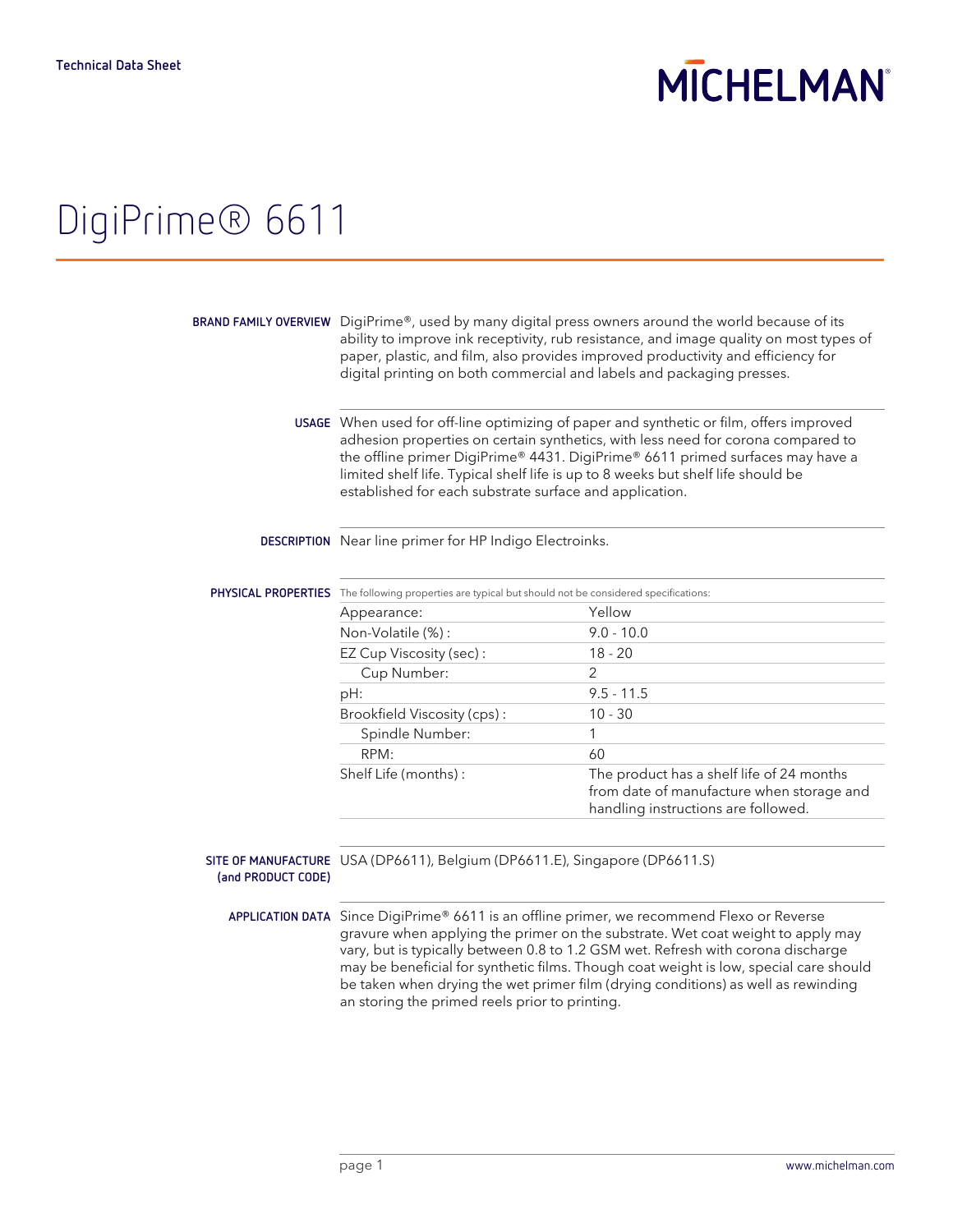Technical Data Sheet

# DigiPrime® 6611

**BRAND FAMILY OVERVIEW**

DigiPrime®, used by many digital press owners around the world because of its ability to improve ink receptivity, rub resistance, and image quality on most types of paper, plastic, and film, also provides improved productivity and efficiency for digital printing on both commercial and labels and packaging presses.

**USAGE**

When used for off-line optimizing of paper and synthetic or film, offers improved adhesion properties on certain synthetics, with less need for corona compared to the offline primer DigiPrime® 4431. DigiPrime® 6611 primed surfaces may have a limited shelf life. Typical shelf life is up to 8 weeks but shelf life should be established for each substrate surface and application.

**DESCRIPTION**

Near line primer for HP Indigo Electroinks.

**PHYSICAL PROPERTIES**

The following properties are typical but should not be considered specifications:

| Property | Value |
| --- | --- |
| Appearance: | Yellow |
| Non-Volatile (%) : | 9.0 - 10.0 |
| EZ Cup Viscosity (sec) : | 18 - 20 |
| Cup Number: | 2 |
| pH: | 9.5 - 11.5 |
| Brookfield Viscosity (cps) : | 10 - 30 |
| Spindle Number: | 1 |
| RPM: | 60 |
| Shelf Life (months) : | The product has a shelf life of 24 months from date of manufacture when storage and handling instructions are followed. |

**SITE OF MANUFACTURE (and PRODUCT CODE)**

USA (DP6611), Belgium (DP6611.E), Singapore (DP6611.S)

**APPLICATION DATA**

Since DigiPrime® 6611 is an offline primer, we recommend Flexo or Reverse gravure when applying the primer on the substrate. Wet coat weight to apply may vary, but is typically between 0.8 to 1.2 GSM wet. Refresh with corona discharge may be beneficial for synthetic films. Though coat weight is low, special care should be taken when drying the wet primer film (drying conditions) as well as rewinding an storing the primed reels prior to printing.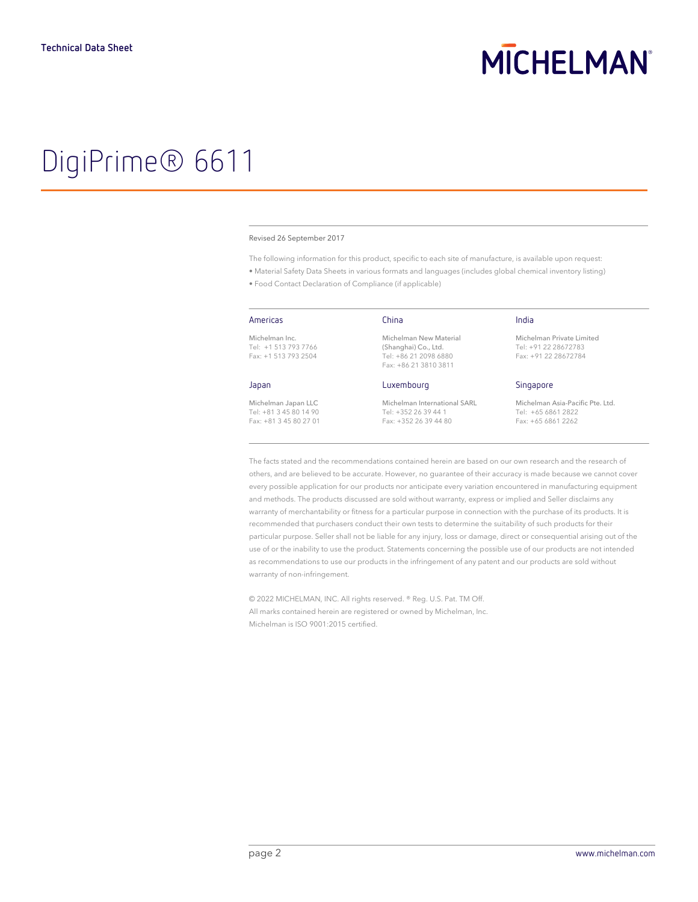# DigiPrime® 6611

Revised 26 September 2017

The following information for this product, specific to each site of manufacture, is available upon request:

- Material Safety Data Sheets in various formats and languages (includes global chemical inventory listing)
- Food Contact Declaration of Compliance (if applicable)

### Americas

Michelman Inc.
Tel: +1 513 793 7766
Fax: +1 513 793 2504

### China

Michelman New Material (Shanghai) Co., Ltd.
Tel: +86 21 2098 6880
Fax: +86 21 3810 3811

### India

Michelman Private Limited
Tel: +91 22 28672783
Fax: +91 22 28672784

### Japan

Michelman Japan LLC
Tel: +81 3 45 80 14 90
Fax: +81 3 45 80 27 01

### Luxembourg

Michelman International SARL
Tel: +352 26 39 44 1
Fax: +352 26 39 44 80

### Singapore

Michelman Asia-Pacific Pte. Ltd.
Tel: +65 6861 2822
Fax: +65 6861 2262

The facts stated and the recommendations contained herein are based on our own research and the research of others, and are believed to be accurate. However, no guarantee of their accuracy is made because we cannot cover every possible application for our products nor anticipate every variation encountered in manufacturing equipment and methods. The products discussed are sold without warranty, express or implied and Seller disclaims any warranty of merchantability or fitness for a particular purpose in connection with the purchase of its products. It is recommended that purchasers conduct their own tests to determine the suitability of such products for their particular purpose. Seller shall not be liable for any injury, loss or damage, direct or consequential arising out of the use of or the inability to use the product. Statements concerning the possible use of our products are not intended as recommendations to use our products in the infringement of any patent and our products are sold without warranty of non-infringement.

© 2022 MICHELMAN, INC. All rights reserved. ® Reg. U.S. Pat. TM Off.
All marks contained herein are registered or owned by Michelman, Inc.
Michelman is ISO 9001:2015 certified.